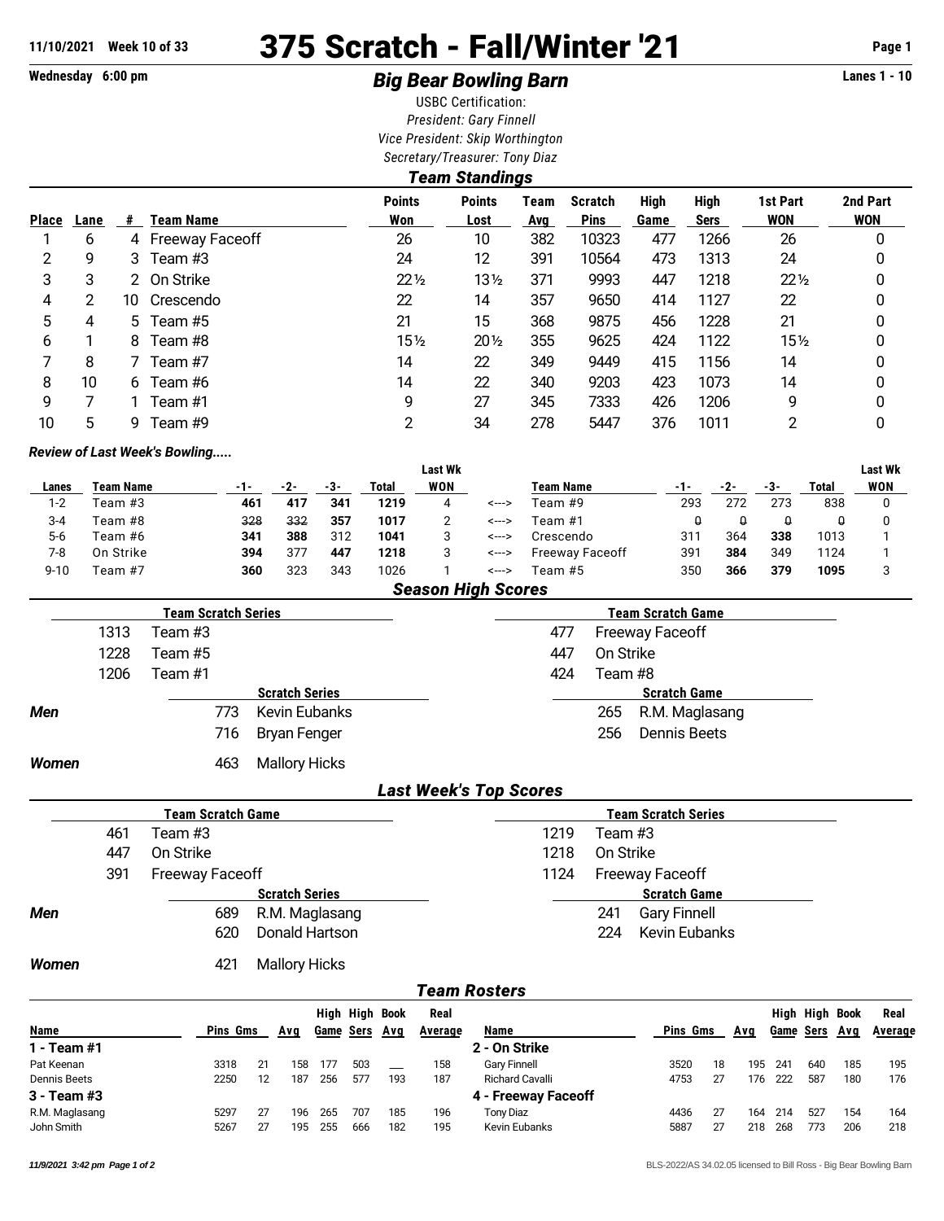**11/10/2021 Week 10 of 33**

# 375 Scratch - Fall/Winter '21

**Wednesday 6:00 pm** | **Lanes 1 - 10**

## *Big Bear Bowling Barn*

USBC Certification:
*President: Gary Finnell*
*Vice President: Skip Worthington*
*Secretary/Treasurer: Tony Diaz*

### *Team Standings*

| Place | Lane | # | Team Name | Points Won | Points Lost | Team Avg | Scratch Pins | High Game | High Sers | 1st Part WON | 2nd Part WON |
|---|---|---|---|---|---|---|---|---|---|---|---|
| 1 | 6 | 4 | Freeway Faceoff | 26 | 10 | 382 | 10323 | 477 | 1266 | 26 | 0 |
| 2 | 9 | 3 | Team #3 | 24 | 12 | 391 | 10564 | 473 | 1313 | 24 | 0 |
| 3 | 3 | 2 | On Strike | 22½ | 13½ | 371 | 9993 | 447 | 1218 | 22½ | 0 |
| 4 | 2 | 10 | Crescendo | 22 | 14 | 357 | 9650 | 414 | 1127 | 22 | 0 |
| 5 | 4 | 5 | Team #5 | 21 | 15 | 368 | 9875 | 456 | 1228 | 21 | 0 |
| 6 | 1 | 8 | Team #8 | 15½ | 20½ | 355 | 9625 | 424 | 1122 | 15½ | 0 |
| 7 | 8 | 7 | Team #7 | 14 | 22 | 349 | 9449 | 415 | 1156 | 14 | 0 |
| 8 | 10 | 6 | Team #6 | 14 | 22 | 340 | 9203 | 423 | 1073 | 14 | 0 |
| 9 | 7 | 1 | Team #1 | 9 | 27 | 345 | 7333 | 426 | 1206 | 9 | 0 |
| 10 | 5 | 9 | Team #9 | 2 | 34 | 278 | 5447 | 376 | 1011 | 2 | 0 |

*Review of Last Week's Bowling.....*

| Lanes | Team Name | -1- | -2- | -3- | Total | Last Wk WON | | Team Name | -1- | -2- | -3- | Total | Last Wk WON |
|---|---|---|---|---|---|---|---|---|---|---|---|---|---|
| 1-2 | Team #3 | **461** | **417** | **341** | **1219** | 4 | <---> | Team #9 | 293 | 272 | 273 | 838 | 0 |
| 3-4 | Team #8 | ~~328~~ | ~~332~~ | **357** | **1017** | 2 | <---> | Team #1 | ~~0~~ | ~~0~~ | ~~0~~ | ~~0~~ | 0 |
| 5-6 | Team #6 | **341** | **388** | 312 | **1041** | 3 | <---> | Crescendo | 311 | 364 | **338** | 1013 | 1 |
| 7-8 | On Strike | **394** | 377 | **447** | **1218** | 3 | <---> | Freeway Faceoff | 391 | **384** | 349 | 1124 | 1 |
| 9-10 | Team #7 | **360** | 323 | 343 | 1026 | 1 | <---> | Team #5 | 350 | **366** | **379** | **1095** | 3 |

### *Season High Scores*

**Team Scratch Series**

| | |
|---|---|
| 1313 | Team #3 |
| 1228 | Team #5 |
| 1206 | Team #1 |

**Team Scratch Game**

| | |
|---|---|
| 477 | Freeway Faceoff |
| 447 | On Strike |
| 424 | Team #8 |

| | Scratch Series | | Scratch Game | |
|---|---|---|---|---|
| *Men* | 773 | Kevin Eubanks | 265 | R.M. Maglasang |
| | 716 | Bryan Fenger | 256 | Dennis Beets |
| *Women* | 463 | Mallory Hicks | | |

### *Last Week's Top Scores*

**Team Scratch Game**

| | |
|---|---|
| 461 | Team #3 |
| 447 | On Strike |
| 391 | Freeway Faceoff |

**Team Scratch Series**

| | |
|---|---|
| 1219 | Team #3 |
| 1218 | On Strike |
| 1124 | Freeway Faceoff |

| | Scratch Series | | Scratch Game | |
|---|---|---|---|---|
| *Men* | 689 | R.M. Maglasang | 241 | Gary Finnell |
| | 620 | Donald Hartson | 224 | Kevin Eubanks |
| *Women* | 421 | Mallory Hicks | | |

### *Team Rosters*

| Name | Pins | Gms | Avg | High Game | High Sers | Book Avg | Real Average |
|---|---|---|---|---|---|---|---|
| **1 - Team #1** | | | | | | | |
| Pat Keenan | 3318 | 21 | 158 | 177 | 503 | ___ | 158 |
| Dennis Beets | 2250 | 12 | 187 | 256 | 577 | 193 | 187 |
| **3 - Team #3** | | | | | | | |
| R.M. Maglasang | 5297 | 27 | 196 | 265 | 707 | 185 | 196 |
| John Smith | 5267 | 27 | 195 | 255 | 666 | 182 | 195 |

| Name | Pins | Gms | Avg | High Game | High Sers | Book Avg | Real Average |
|---|---|---|---|---|---|---|---|
| **2 - On Strike** | | | | | | | |
| Gary Finnell | 3520 | 18 | 195 | 241 | 640 | 185 | 195 |
| Richard Cavalli | 4753 | 27 | 176 | 222 | 587 | 180 | 176 |
| **4 - Freeway Faceoff** | | | | | | | |
| Tony Diaz | 4436 | 27 | 164 | 214 | 527 | 154 | 164 |
| Kevin Eubanks | 5887 | 27 | 218 | 268 | 773 | 206 | 218 |

*11/9/2021 3:42 pm* BLS-2022/AS 34.02.05 licensed to Bill Ross - Big Bear Bowling Barn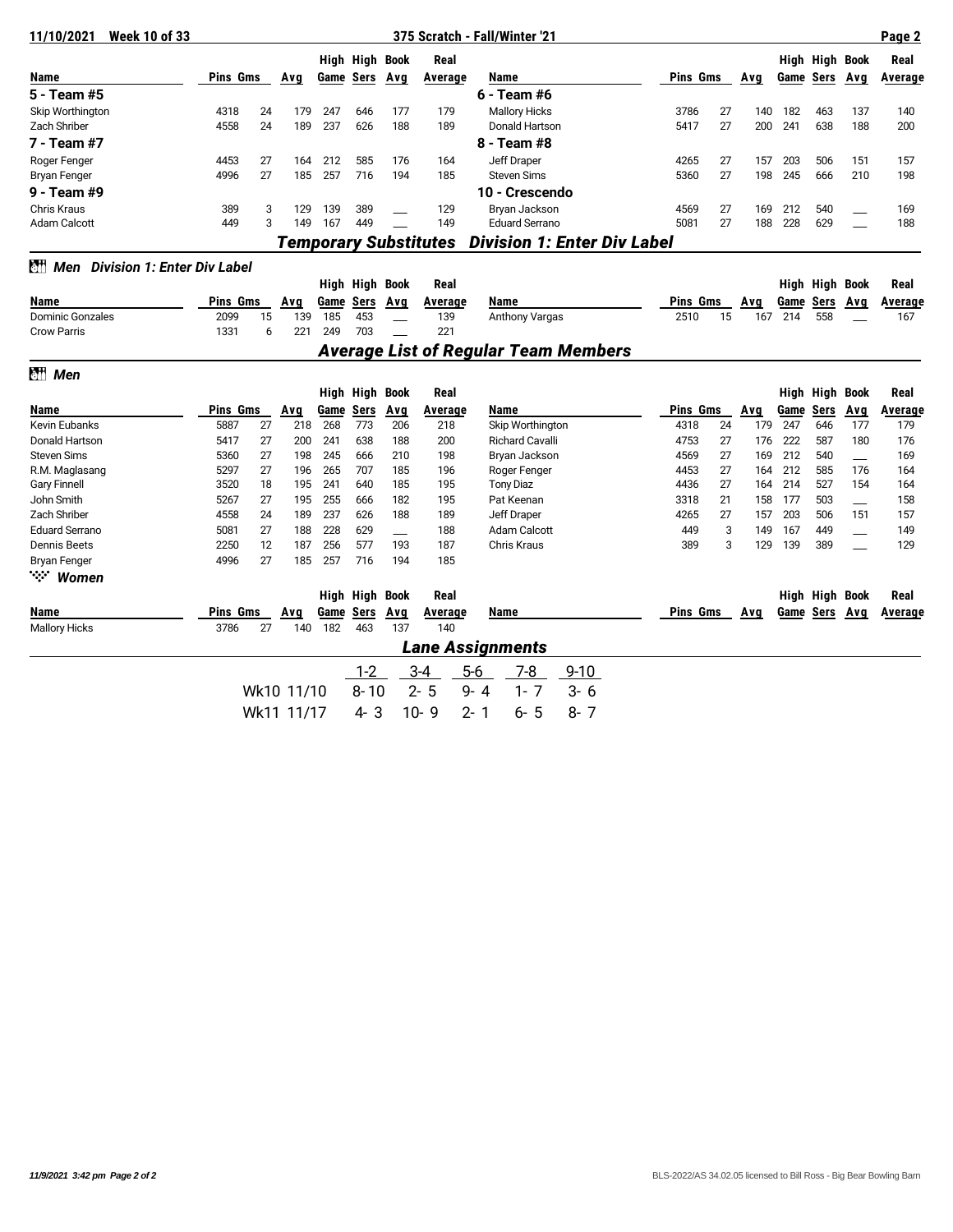| Name | Pins | Gms | Avg | High Game | High Sers | Book Avg | Real Average | Name | Pins | Gms | Avg | High Game | High Sers | Book Avg | Real Average |
|---|---|---|---|---|---|---|---|---|---|---|---|---|---|---|---|
| **5 - Team #5** | | | | | | | | **6 - Team #6** | | | | | | | |
| Skip Worthington | 4318 | 24 | 179 | 247 | 646 | 177 | 179 | Mallory Hicks | 3786 | 27 | 140 | 182 | 463 | 137 | 140 |
| Zach Shriber | 4558 | 24 | 189 | 237 | 626 | 188 | 189 | Donald Hartson | 5417 | 27 | 200 | 241 | 638 | 188 | 200 |
| **7 - Team #7** | | | | | | | | **8 - Team #8** | | | | | | | |
| Roger Fenger | 4453 | 27 | 164 | 212 | 585 | 176 | 164 | Jeff Draper | 4265 | 27 | 157 | 203 | 506 | 151 | 157 |
| Bryan Fenger | 4996 | 27 | 185 | 257 | 716 | 194 | 185 | Steven Sims | 5360 | 27 | 198 | 245 | 666 | 210 | 198 |
| **9 - Team #9** | | | | | | | | **10 - Crescendo** | | | | | | | |
| Chris Kraus | 389 | 3 | 129 | 139 | 389 | ___ | 129 | Bryan Jackson | 4569 | 27 | 169 | 212 | 540 | ___ | 169 |
| Adam Calcott | 449 | 3 | 149 | 167 | 449 | ___ | 149 | Eduard Serrano | 5081 | 27 | 188 | 228 | 629 | ___ | 188 |

## *Temporary Substitutes Division 1: Enter Div Label*

### *Men Division 1: Enter Div Label*

| Name | Pins | Gms | Avg | High Game | High Sers | Book Avg | Real Average | Name | Pins | Gms | Avg | High Game | High Sers | Book Avg | Real Average |
|---|---|---|---|---|---|---|---|---|---|---|---|---|---|---|---|
| Dominic Gonzales | 2099 | 15 | 139 | 185 | 453 | ___ | 139 | Anthony Vargas | 2510 | 15 | 167 | 214 | 558 | ___ | 167 |
| Crow Parris | 1331 | 6 | 221 | 249 | 703 | ___ | 221 | | | | | | | | |

## *Average List of Regular Team Members*

### *Men*

| Name | Pins | Gms | Avg | High Game | High Sers | Book Avg | Real Average | Name | Pins | Gms | Avg | High Game | High Sers | Book Avg | Real Average |
|---|---|---|---|---|---|---|---|---|---|---|---|---|---|---|---|
| Kevin Eubanks | 5887 | 27 | 218 | 268 | 773 | 206 | 218 | Skip Worthington | 4318 | 24 | 179 | 247 | 646 | 177 | 179 |
| Donald Hartson | 5417 | 27 | 200 | 241 | 638 | 188 | 200 | Richard Cavalli | 4753 | 27 | 176 | 222 | 587 | 180 | 176 |
| Steven Sims | 5360 | 27 | 198 | 245 | 666 | 210 | 198 | Bryan Jackson | 4569 | 27 | 169 | 212 | 540 | ___ | 169 |
| R.M. Maglasang | 5297 | 27 | 196 | 265 | 707 | 185 | 196 | Roger Fenger | 4453 | 27 | 164 | 212 | 585 | 176 | 164 |
| Gary Finnell | 3520 | 18 | 195 | 241 | 640 | 185 | 195 | Tony Diaz | 4436 | 27 | 164 | 214 | 527 | 154 | 164 |
| John Smith | 5267 | 27 | 195 | 255 | 666 | 182 | 195 | Pat Keenan | 3318 | 21 | 158 | 177 | 503 | ___ | 158 |
| Zach Shriber | 4558 | 24 | 189 | 237 | 626 | 188 | 189 | Jeff Draper | 4265 | 27 | 157 | 203 | 506 | 151 | 157 |
| Eduard Serrano | 5081 | 27 | 188 | 228 | 629 | ___ | 188 | Adam Calcott | 449 | 3 | 149 | 167 | 449 | ___ | 149 |
| Dennis Beets | 2250 | 12 | 187 | 256 | 577 | 193 | 187 | Chris Kraus | 389 | 3 | 129 | 139 | 389 | ___ | 129 |
| Bryan Fenger | 4996 | 27 | 185 | 257 | 716 | 194 | 185 | | | | | | | | |

### *Women*

| Name | Pins | Gms | Avg | High Game | High Sers | Book Avg | Real Average | Name | Pins | Gms | Avg | High Game | High Sers | Book Avg | Real Average |
|---|---|---|---|---|---|---|---|---|---|---|---|---|---|---|---|
| Mallory Hicks | 3786 | 27 | 140 | 182 | 463 | 137 | 140 | | | | | | | | |

## *Lane Assignments*

| | 1-2 | 3-4 | 5-6 | 7-8 | 9-10 |
|---|---|---|---|---|---|
| Wk10 11/10 | 8- 10 | 2- 5 | 9- 4 | 1- 7 | 3- 6 |
| Wk11 11/17 | 4- 3 | 10- 9 | 2- 1 | 6- 5 | 8- 7 |